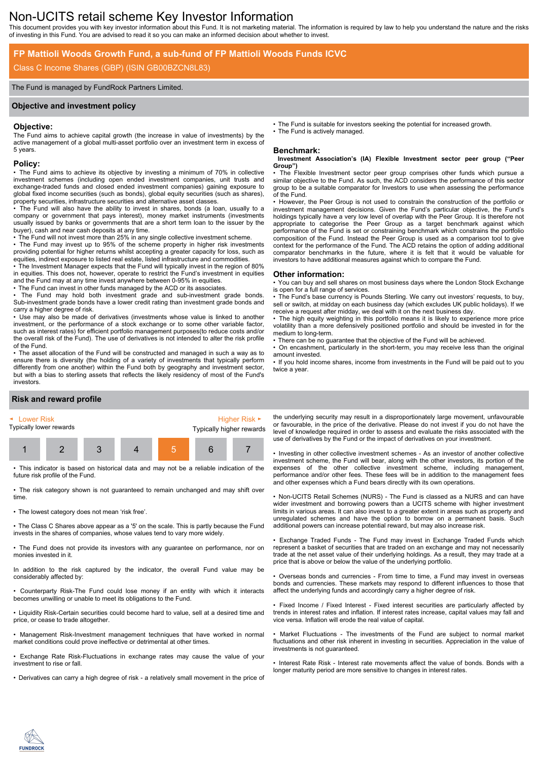# Non-UCITS retail scheme Key Investor Information

This document provides you with key investor information about this Fund. It is not marketing material. The information is required by law to help you understand the nature and the risks of investing in this Fund. You are advised to read it so you can make an informed decision about whether to invest.

## FP Mattioli Woods Growth Fund, a sub-fund of FP Mattioli Woods Funds ICVC

Class C Income Shares (GBP) (ISIN GB00BZCN8L83)

The Fund is managed by FundRock Partners Limited.

## Objective and investment policy

### Objective:

The Fund aims to achieve capital growth (the increase in value of investments) by the active management of a global multi-asset portfolio over an investment term in excess of 5 years.

### Policy:

- The Fund aims to achieve its objective by investing a minimum of 70% in collective investment schemes (including open ended investment companies, unit trusts and exchange-traded funds and closed ended investment companies) gaining exposure to global fixed income securities (such as bonds), global equity securities (such as shares), property securities, infrastructure securities and alternative asset classes.
- The Fund will also have the ability to invest in shares, bonds (a loan, usually to a company or government that pays interest), money market instruments (investments usually issued by banks or governments that are a short term loan to the issuer by the buyer), cash and near cash deposits at any time.
- The Fund will not invest more than 25% in any single collective investment scheme.
- The Fund may invest up to 95% of the scheme property in higher risk investments providing potential for higher returns whilst accepting a greater capacity for loss, such as equities, indirect exposure to listed real estate, listed infrastructure and commodities.
- The Investment Manager expects that the Fund will typically invest in the region of 80% in equities. This does not, however, operate to restrict the Fund's investment in equities and the Fund may at any time invest anywhere between 0-95% in equities.
- The Fund can invest in other funds managed by the ACD or its associates.
- The Fund may hold both investment grade and sub-investment grade bonds. Sub-investment grade bonds have a lower credit rating than investment grade bonds and carry a higher degree of risk.
- Use may also be made of derivatives (investments whose value is linked to another investment, or the performance of a stock exchange or to some other variable factor, such as interest rates) for efficient portfolio management purposes(to reduce costs and/or the overall risk of the Fund). The use of derivatives is not intended to alter the risk profile of the Fund.
- The asset allocation of the Fund will be constructed and managed in such a way as to ensure there is diversity (the holding of a variety of investments that typically perform differently from one another) within the Fund both by geography and investment sector, but with a bias to sterling assets that reflects the likely residency of most of the Fund's investors.
- The Fund is suitable for investors seeking the potential for increased growth.
- The Fund is actively managed.

### Benchmark:

**Investment Association's (IA) Flexible Investment sector peer group ("Peer Group")**

- The Flexible Investment sector peer group comprises other funds which pursue a similar objective to the Fund. As such, the ACD considers the performance of this sector group to be a suitable comparator for Investors to use when assessing the performance of the Fund.
- However, the Peer Group is not used to constrain the construction of the portfolio or investment management decisions. Given the Fund's particular objective, the Fund's holdings typically have a very low level of overlap with the Peer Group. It is therefore not appropriate to categorise the Peer Group as a target benchmark against which performance of the Fund is set or constraining benchmark which constrains the portfolio composition of the Fund. Instead the Peer Group is used as a comparison tool to give context for the performance of the Fund. The ACD retains the option of adding additional comparator benchmarks in the future, where it is felt that it would be valuable for investors to have additional measures against which to compare the Fund.

### Other information:

- You can buy and sell shares on most business days where the London Stock Exchange is open for a full range of services.
- The Fund's base currency is Pounds Sterling. We carry out investors' requests, to buy, sell or switch, at midday on each business day (which excludes UK public holidays). If we receive a request after midday, we deal with it on the next business day.
- The high equity weighting in this portfolio means it is likely to experience more price volatility than a more defensively positioned portfolio and should be invested in for the medium to long-term.
- There can be no guarantee that the objective of the Fund will be achieved.
- On encashment, particularly in the short-term, you may receive less than the original amount invested.
- If you hold income shares, income from investments in the Fund will be paid out to you twice a year.

## Risk and reward profile

◄ Lower Risk — Higher Risk ►

Typically lower rewards — Typically higher rewards

| 1 | 2 | 3 | 4 | **5** | 6 | 7 |
|---|---|---|---|---|---|---|

- This indicator is based on historical data and may not be a reliable indication of the future risk profile of the Fund.
- The risk category shown is not guaranteed to remain unchanged and may shift over time.
- The lowest category does not mean 'risk free'.
- The Class C Shares above appear as a '5' on the scale. This is partly because the Fund invests in the shares of companies, whose values tend to vary more widely.
- The Fund does not provide its investors with any guarantee on performance, nor on monies invested in it.

In addition to the risk captured by the indicator, the overall Fund value may be considerably affected by:

- Counterparty Risk-The Fund could lose money if an entity with which it interacts becomes unwilling or unable to meet its obligations to the Fund.
- Liquidity Risk-Certain securities could become hard to value, sell at a desired time and price, or cease to trade altogether.
- Management Risk-Investment management techniques that have worked in normal market conditions could prove ineffective or detrimental at other times.
- Exchange Rate Risk-Fluctuations in exchange rates may cause the value of your investment to rise or fall.
- Derivatives can carry a high degree of risk - a relatively small movement in the price of the underlying security may result in a disproportionately large movement, unfavourable or favourable, in the price of the derivative. Please do not invest if you do not have the level of knowledge required in order to assess and evaluate the risks associated with the use of derivatives by the Fund or the impact of derivatives on your investment.
- Investing in other collective investment schemes - As an investor of another collective investment scheme, the Fund will bear, along with the other investors, its portion of the expenses of the other collective investment scheme, including management, performance and/or other fees. These fees will be in addition to the management fees and other expenses which a Fund bears directly with its own operations.
- Non-UCITS Retail Schemes (NURS) - The Fund is classed as a NURS and can have wider investment and borrowing powers than a UCITS scheme with higher investment limits in various areas. It can also invest to a greater extent in areas such as property and unregulated schemes and have the option to borrow on a permanent basis. Such additional powers can increase potential reward, but may also increase risk.
- Exchange Traded Funds - The Fund may invest in Exchange Traded Funds which represent a basket of securities that are traded on an exchange and may not necessarily trade at the net asset value of their underlying holdings. As a result, they may trade at a price that is above or below the value of the underlying portfolio.
- Overseas bonds and currencies - From time to time, a Fund may invest in overseas bonds and currencies. These markets may respond to different influences to those that affect the underlying funds and accordingly carry a higher degree of risk.
- Fixed Income / Fixed Interest - Fixed interest securities are particularly affected by trends in interest rates and inflation. If interest rates increase, capital values may fall and vice versa. Inflation will erode the real value of capital.
- Market Fluctuations - The investments of the Fund are subject to normal market fluctuations and other risk inherent in investing in securities. Appreciation in the value of investments is not guaranteed.
- Interest Rate Risk - Interest rate movements affect the value of bonds. Bonds with a longer maturity period are more sensitive to changes in interest rates.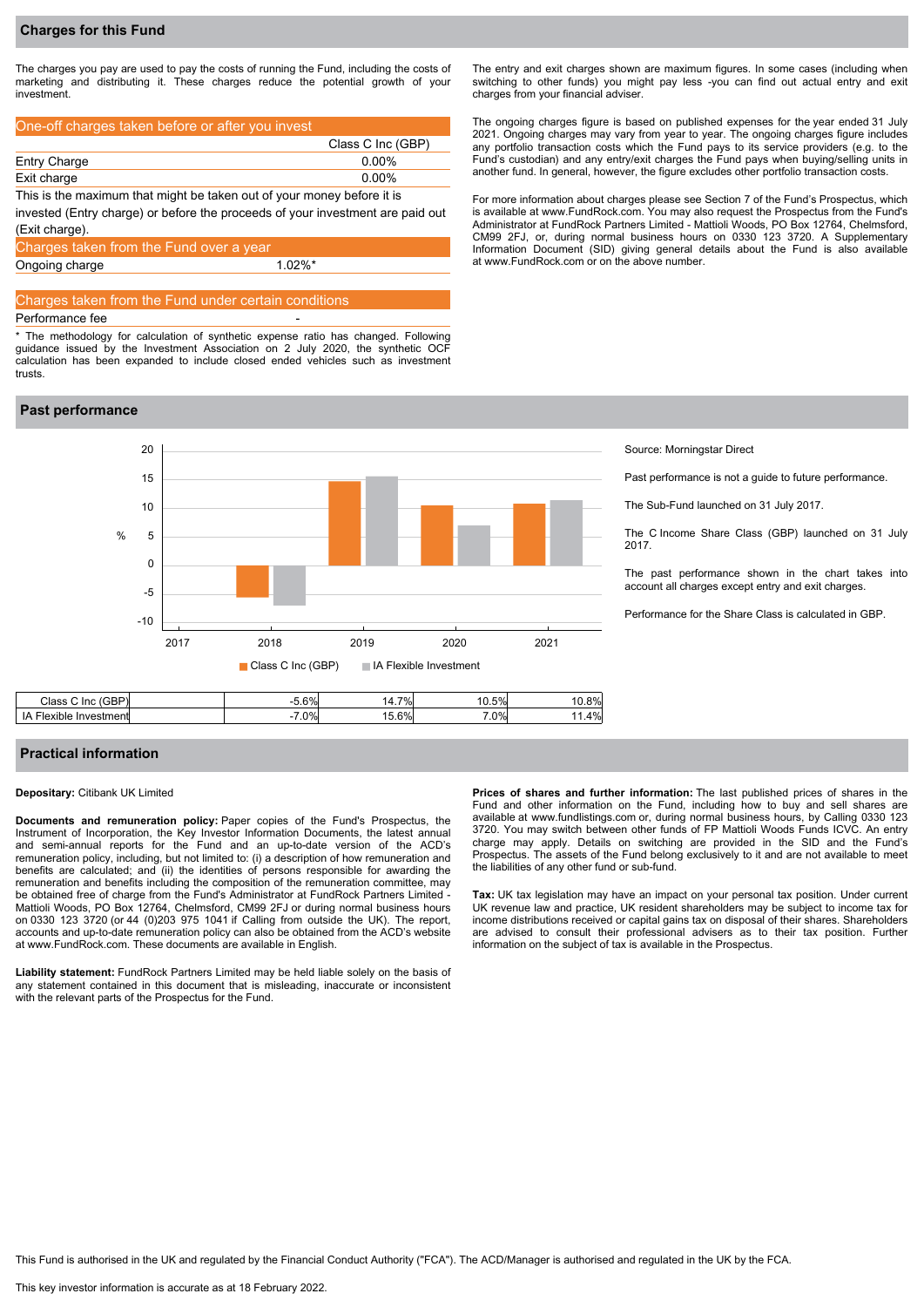## Charges for this Fund

The charges you pay are used to pay the costs of running the Fund, including the costs of marketing and distributing it. These charges reduce the potential growth of your investment.

| One-off charges taken before or after you invest | |
|---|---|
| | Class C Inc (GBP) |
| Entry Charge | 0.00% |
| Exit charge | 0.00% |

This is the maximum that might be taken out of your money before it is invested (Entry charge) or before the proceeds of your investment are paid out (Exit charge).

| Charges taken from the Fund over a year | |
|---|---|
| Ongoing charge | 1.02%* |

| Charges taken from the Fund under certain conditions | |
|---|---|
| Performance fee | - |

* The methodology for calculation of synthetic expense ratio has changed. Following guidance issued by the Investment Association on 2 July 2020, the synthetic OCF calculation has been expanded to include closed ended vehicles such as investment trusts.

The entry and exit charges shown are maximum figures. In some cases (including when switching to other funds) you might pay less -you can find out actual entry and exit charges from your financial adviser.

The ongoing charges figure is based on published expenses for the year ended 31 July 2021. Ongoing charges may vary from year to year. The ongoing charges figure includes any portfolio transaction costs which the Fund pays to its service providers (e.g. to the Fund's custodian) and any entry/exit charges the Fund pays when buying/selling units in another fund. In general, however, the figure excludes other portfolio transaction costs.

For more information about charges please see Section 7 of the Fund's Prospectus, which is available at www.FundRock.com. You may also request the Prospectus from the Fund's Administrator at FundRock Partners Limited - Mattioli Woods, PO Box 12764, Chelmsford, CM99 2FJ, or, during normal business hours on 0330 123 3720. A Supplementary Information Document (SID) giving general details about the Fund is also available at www.FundRock.com or on the above number.

## Past performance

%
20
15
10
5
0
-5
-10
2017
2018
2019
2020
2021
Class C Inc (GBP)
IA Flexible Investment

| | 2017 | 2018 | 2019 | 2020 | 2021 |
|---|---|---|---|---|---|
| Class C Inc (GBP) | | -5.6% | 14.7% | 10.5% | 10.8% |
| IA Flexible Investment | | -7.0% | 15.6% | 7.0% | 11.4% |

Source: Morningstar Direct

Past performance is not a guide to future performance.

The Sub-Fund launched on 31 July 2017.

The C Income Share Class (GBP) launched on 31 July 2017.

The past performance shown in the chart takes into account all charges except entry and exit charges.

Performance for the Share Class is calculated in GBP.

## Practical information

**Depositary:** Citibank UK Limited

**Documents and remuneration policy:** Paper copies of the Fund's Prospectus, the Instrument of Incorporation, the Key Investor Information Documents, the latest annual and semi-annual reports for the Fund and an up-to-date version of the ACD's remuneration policy, including, but not limited to: (i) a description of how remuneration and benefits are calculated; and (ii) the identities of persons responsible for awarding the remuneration and benefits including the composition of the remuneration committee, may be obtained free of charge from the Fund's Administrator at FundRock Partners Limited - Mattioli Woods, PO Box 12764, Chelmsford, CM99 2FJ or during normal business hours on 0330 123 3720 (or 44 (0)203 975 1041 if Calling from outside the UK). The report, accounts and up-to-date remuneration policy can also be obtained from the ACD's website at www.FundRock.com. These documents are available in English.

**Liability statement:** FundRock Partners Limited may be held liable solely on the basis of any statement contained in this document that is misleading, inaccurate or inconsistent with the relevant parts of the Prospectus for the Fund.

**Prices of shares and further information:** The last published prices of shares in the Fund and other information on the Fund, including how to buy and sell shares are available at www.fundlistings.com or, during normal business hours, by Calling 0330 123 3720. You may switch between other funds of FP Mattioli Woods Funds ICVC. An entry charge may apply. Details on switching are provided in the SID and the Fund's Prospectus. The assets of the Fund belong exclusively to it and are not available to meet the liabilities of any other fund or sub-fund.

**Tax:** UK tax legislation may have an impact on your personal tax position. Under current UK revenue law and practice, UK resident shareholders may be subject to income tax for income distributions received or capital gains tax on disposal of their shares. Shareholders are advised to consult their professional advisers as to their tax position. Further information on the subject of tax is available in the Prospectus.

This Fund is authorised in the UK and regulated by the Financial Conduct Authority ("FCA"). The ACD/Manager is authorised and regulated in the UK by the FCA.

This key investor information is accurate as at 18 February 2022.